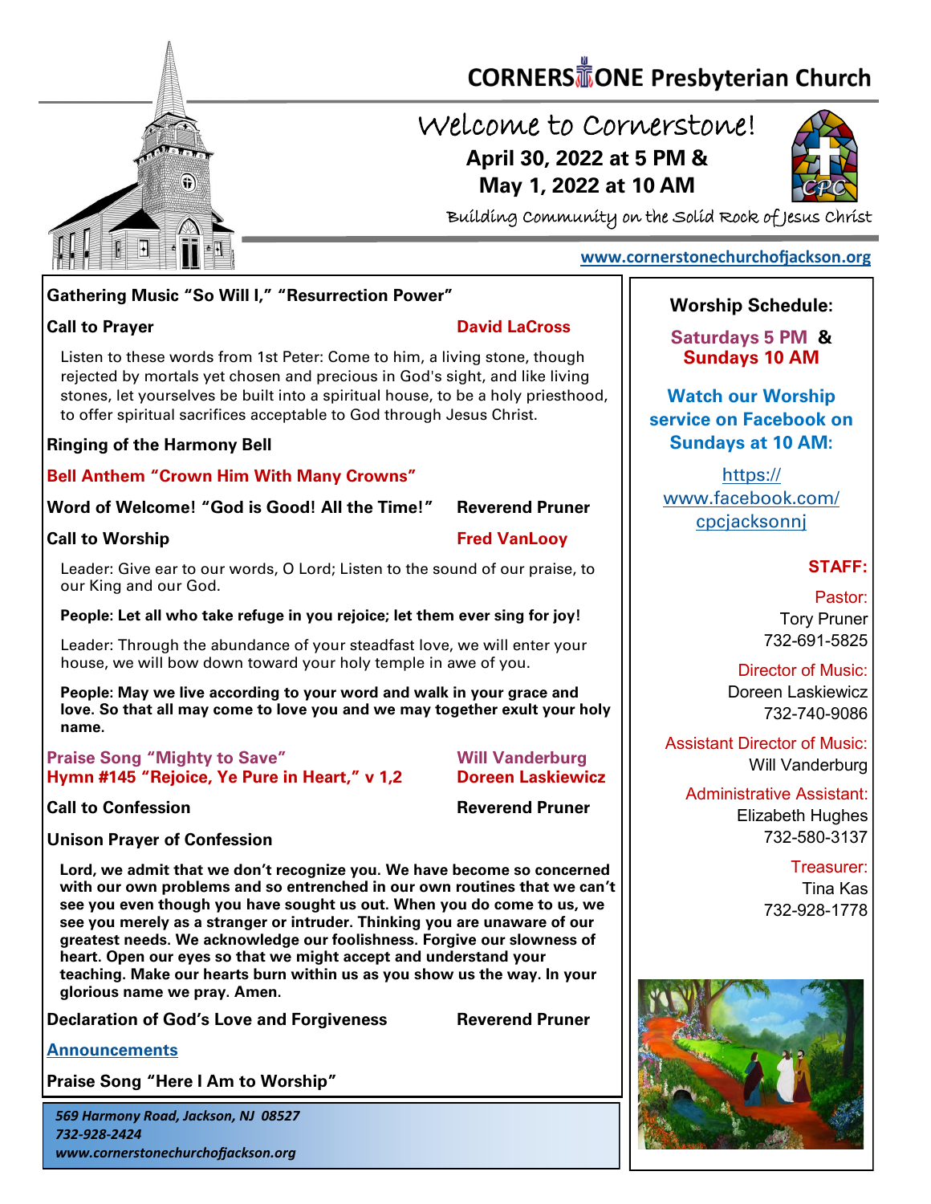# CORNERSTONE Presbyterian Church

## Welcome to Cornerstone!

**April 30, 2022 at 5 PM &**
**May 1, 2022 at 10 AM**

Building Community on the Solid Rock of Jesus Christ

www.cornerstonechurchofjackson.org

**Gathering Music "So Will I," "Resurrection Power"**

**Call to Prayer** — **David LaCross**

Listen to these words from 1st Peter: Come to him, a living stone, though rejected by mortals yet chosen and precious in God's sight, and like living stones, let yourselves be built into a spiritual house, to be a holy priesthood, to offer spiritual sacrifices acceptable to God through Jesus Christ.

**Ringing of the Harmony Bell**

**Bell Anthem "Crown Him With Many Crowns"**

**Word of Welcome! "God is Good! All the Time!"** — **Reverend Pruner**

**Call to Worship** — **Fred VanLooy**

Leader: Give ear to our words, O Lord; Listen to the sound of our praise, to our King and our God.

**People: Let all who take refuge in you rejoice; let them ever sing for joy!**

Leader: Through the abundance of your steadfast love, we will enter your house, we will bow down toward your holy temple in awe of you.

**People: May we live according to your word and walk in your grace and love. So that all may come to love you and we may together exult your holy name.**

**Praise Song "Mighty to Save"** — **Will Vanderburg**
**Hymn #145 "Rejoice, Ye Pure in Heart," v 1,2** — **Doreen Laskiewicz**

**Call to Confession** — **Reverend Pruner**

**Unison Prayer of Confession**

**Lord, we admit that we don't recognize you. We have become so concerned with our own problems and so entrenched in our own routines that we can't see you even though you have sought us out. When you do come to us, we see you merely as a stranger or intruder. Thinking you are unaware of our greatest needs. We acknowledge our foolishness. Forgive our slowness of heart. Open our eyes so that we might accept and understand your teaching. Make our hearts burn within us as you show us the way. In your glorious name we pray. Amen.**

**Declaration of God's Love and Forgiveness** — **Reverend Pruner**

**Announcements**

**Praise Song "Here I Am to Worship"**

*569 Harmony Road, Jackson, NJ 08527*
*732-928-2424*
*www.cornerstonechurchofjackson.org*

---

**Worship Schedule:**

**Saturdays 5 PM & Sundays 10 AM**

**Watch our Worship service on Facebook on Sundays at 10 AM:**

https://www.facebook.com/cpcjacksonnj

**STAFF:**

Pastor:
Tory Pruner
732-691-5825

Director of Music:
Doreen Laskiewicz
732-740-9086

Assistant Director of Music:
Will Vanderburg

Administrative Assistant:
Elizabeth Hughes
732-580-3137

Treasurer:
Tina Kas
732-928-1778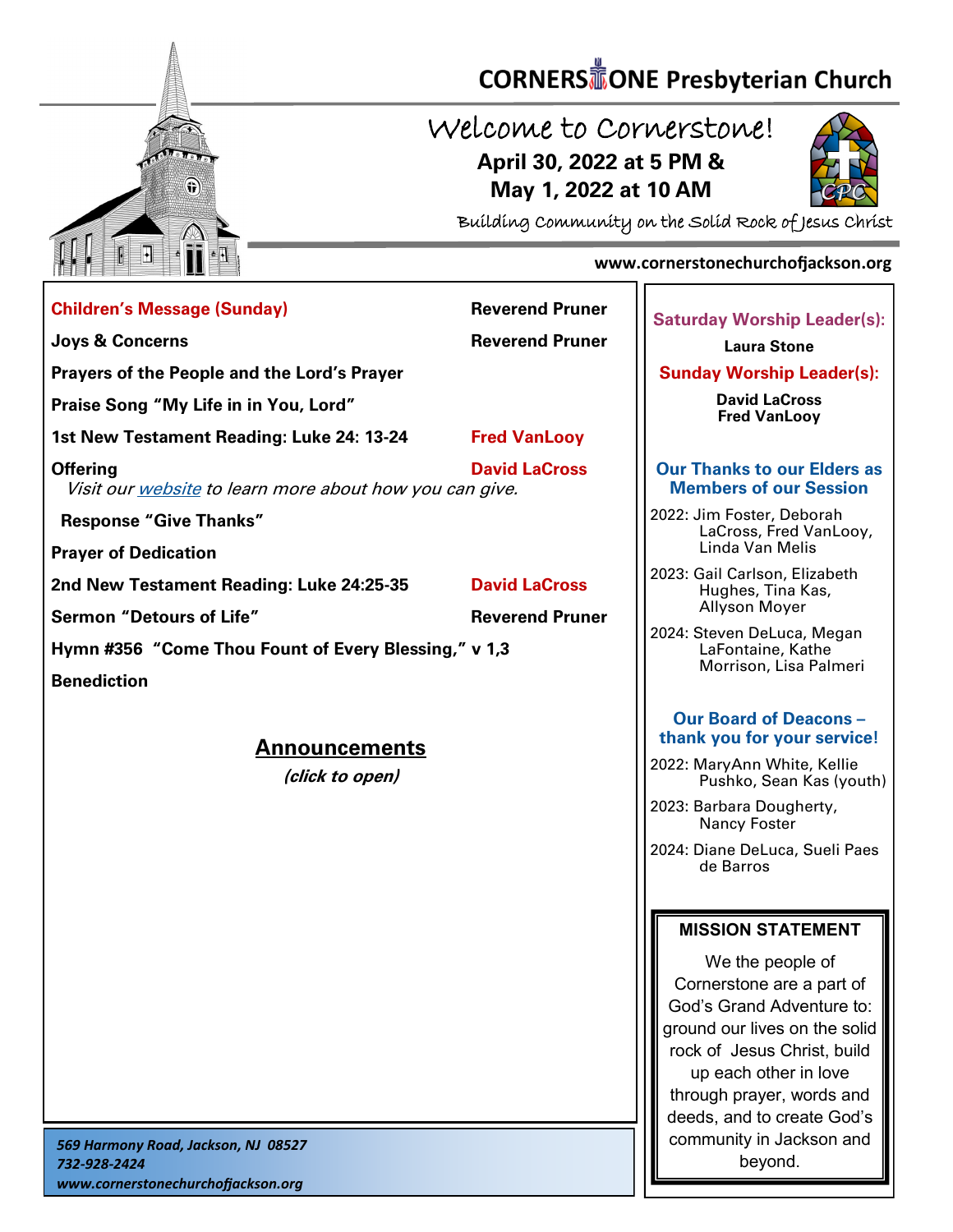# CORNERSTONE Presbyterian Church

## Welcome to Cornerstone!

**April 30, 2022 at 5 PM &**
**May 1, 2022 at 10 AM**

Building Community on the Solid Rock of Jesus Christ

www.cornerstonechurchofjackson.org

| | |
|---|---|
| **Children's Message (Sunday)** | **Reverend Pruner** |
| **Joys & Concerns** | **Reverend Pruner** |
| **Prayers of the People and the Lord's Prayer** | |
| **Praise Song "My Life in in You, Lord"** | |
| **1st New Testament Reading: Luke 24: 13-24** | **Fred VanLooy** |
| **Offering** | **David LaCross** |

*Visit our website to learn more about how you can give.*

**Response "Give Thanks"**

**Prayer of Dedication**

| | |
|---|---|
| **2nd New Testament Reading: Luke 24:25-35** | **David LaCross** |
| **Sermon "Detours of Life"** | **Reverend Pruner** |

**Hymn #356 "Come Thou Fount of Every Blessing," v 1,3**

**Benediction**

## Announcements

***(click to open)***

***569 Harmony Road, Jackson, NJ 08527***
***732-928-2424***
***www.cornerstonechurchofjackson.org***

**Saturday Worship Leader(s):**

**Laura Stone**

**Sunday Worship Leader(s):**

**David LaCross**
**Fred VanLooy**

**Our Thanks to our Elders as Members of our Session**

2022: Jim Foster, Deborah LaCross, Fred VanLooy, Linda Van Melis

2023: Gail Carlson, Elizabeth Hughes, Tina Kas, Allyson Moyer

2024: Steven DeLuca, Megan LaFontaine, Kathe Morrison, Lisa Palmeri

**Our Board of Deacons – thank you for your service!**

2022: MaryAnn White, Kellie Pushko, Sean Kas (youth)

2023: Barbara Dougherty, Nancy Foster

2024: Diane DeLuca, Sueli Paes de Barros

**MISSION STATEMENT**

We the people of Cornerstone are a part of God's Grand Adventure to: ground our lives on the solid rock of Jesus Christ, build up each other in love through prayer, words and deeds, and to create God's community in Jackson and beyond.